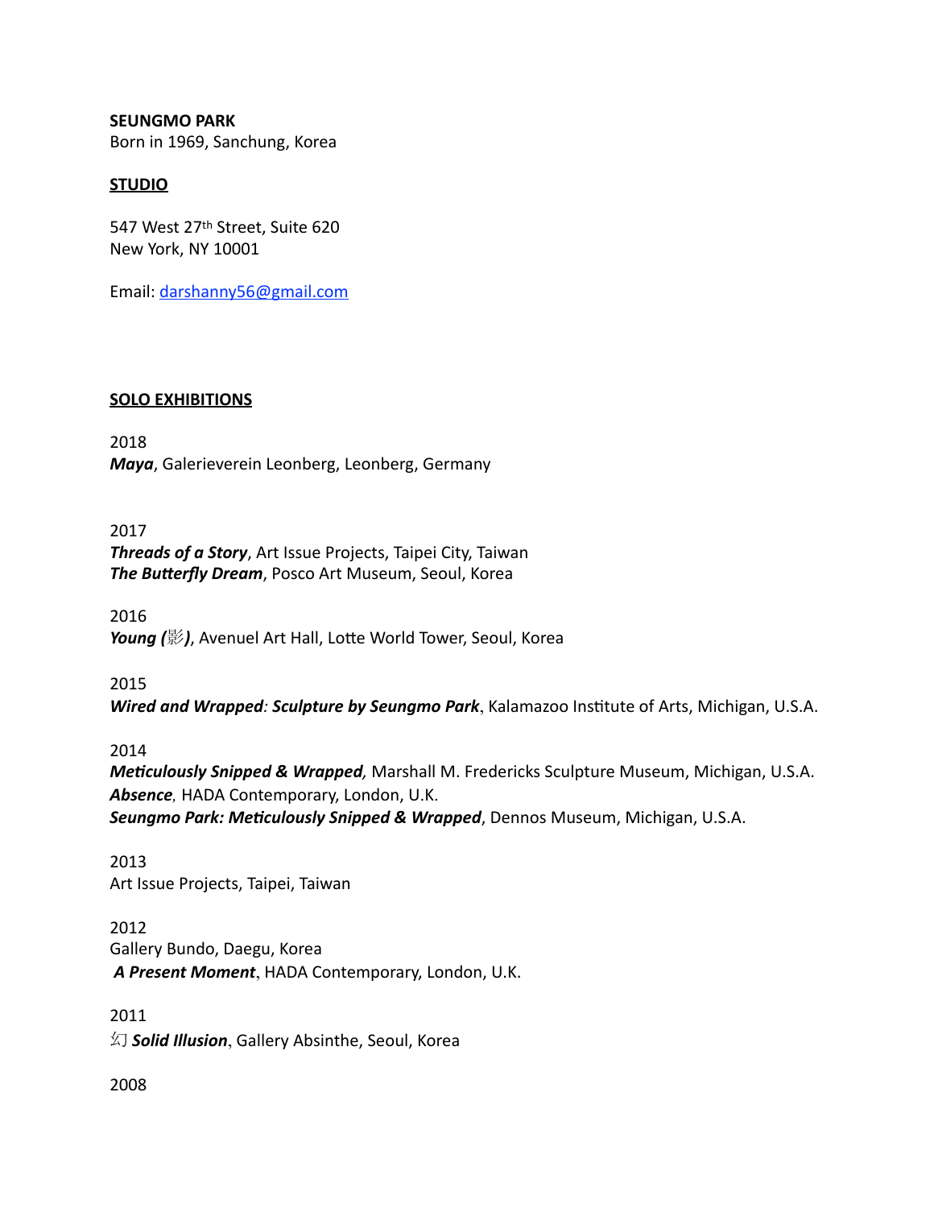**SEUNGMO PARK**
Born in 1969, Sanchung, Korea

**STUDIO**

547 West 27th Street, Suite 620
New York, NY 10001

Email: darshanny56@gmail.com

## SOLO EXHIBITIONS

2018
***Maya***, Galerieverein Leonberg, Leonberg, Germany

2017
***Threads of a Story***, Art Issue Projects, Taipei City, Taiwan
***The Butterfly Dream***, Posco Art Museum, Seoul, Korea

2016
***Young (影)***, Avenuel Art Hall, Lotte World Tower, Seoul, Korea

2015
***Wired and Wrapped: Sculpture by Seungmo Park***, Kalamazoo Institute of Arts, Michigan, U.S.A.

2014
***Meticulously Snipped & Wrapped,*** Marshall M. Fredericks Sculpture Museum, Michigan, U.S.A.
***Absence***, HADA Contemporary, London, U.K.
***Seungmo Park: Meticulously Snipped & Wrapped***, Dennos Museum, Michigan, U.S.A.

2013
Art Issue Projects, Taipei, Taiwan

2012
Gallery Bundo, Daegu, Korea
***A Present Moment***, HADA Contemporary, London, U.K.

2011
幻 ***Solid Illusion***, Gallery Absinthe, Seoul, Korea

2008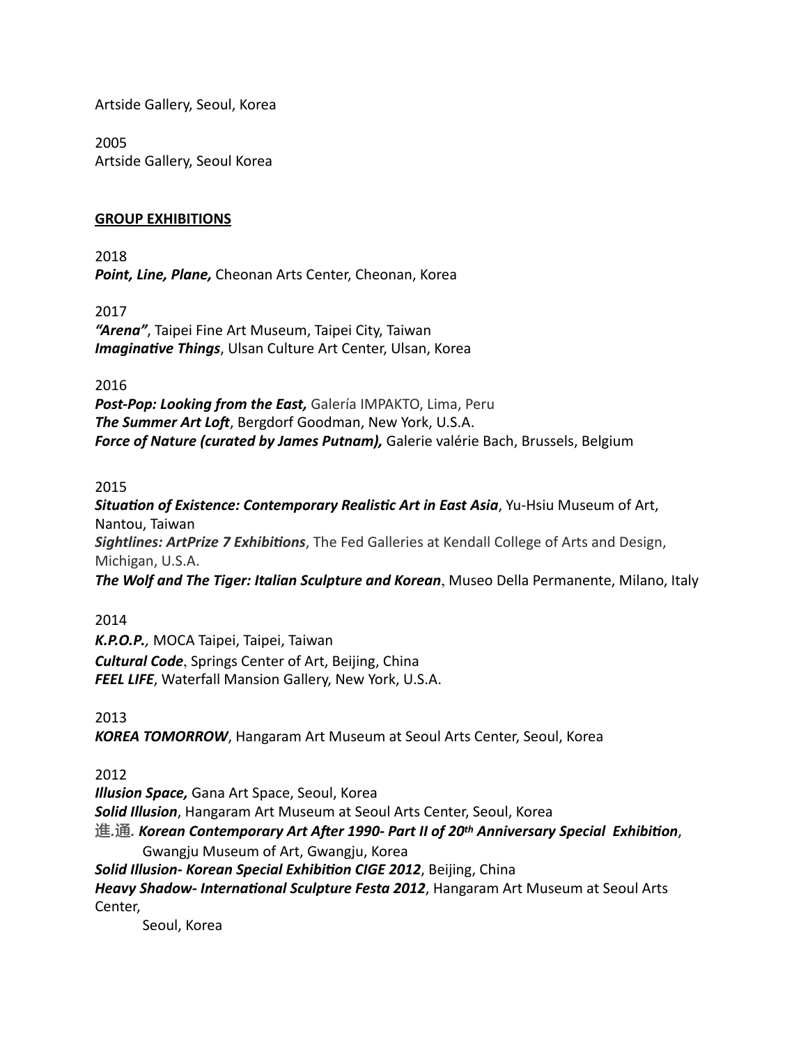Artside Gallery, Seoul, Korea

2005
Artside Gallery, Seoul Korea

## GROUP EXHIBITIONS

2018
***Point, Line, Plane,*** Cheonan Arts Center, Cheonan, Korea

2017
***"Arena"***, Taipei Fine Art Museum, Taipei City, Taiwan
***Imaginative Things***, Ulsan Culture Art Center, Ulsan, Korea

2016
***Post-Pop: Looking from the East,*** Galería IMPAKTO, Lima, Peru
***The Summer Art Loft***, Bergdorf Goodman, New York, U.S.A.
***Force of Nature (curated by James Putnam),*** Galerie valérie Bach, Brussels, Belgium

2015
***Situation of Existence: Contemporary Realistic Art in East Asia***, Yu-Hsiu Museum of Art, Nantou, Taiwan
***Sightlines: ArtPrize 7 Exhibitions***, The Fed Galleries at Kendall College of Arts and Design, Michigan, U.S.A.
***The Wolf and The Tiger: Italian Sculpture and Korean***, Museo Della Permanente, Milano, Italy

2014
***K.P.O.P.,*** MOCA Taipei, Taipei, Taiwan
***Cultural Code***, Springs Center of Art, Beijing, China
***FEEL LIFE***, Waterfall Mansion Gallery, New York, U.S.A.

2013
***KOREA TOMORROW***, Hangaram Art Museum at Seoul Arts Center, Seoul, Korea

2012
***Illusion Space,*** Gana Art Space, Seoul, Korea
***Solid Illusion***, Hangaram Art Museum at Seoul Arts Center, Seoul, Korea
**進.通.** ***Korean Contemporary Art After 1990- Part II of 20th Anniversary Special Exhibition***, Gwangju Museum of Art, Gwangju, Korea
***Solid Illusion- Korean Special Exhibition CIGE 2012***, Beijing, China
***Heavy Shadow- International Sculpture Festa 2012***, Hangaram Art Museum at Seoul Arts Center, Seoul, Korea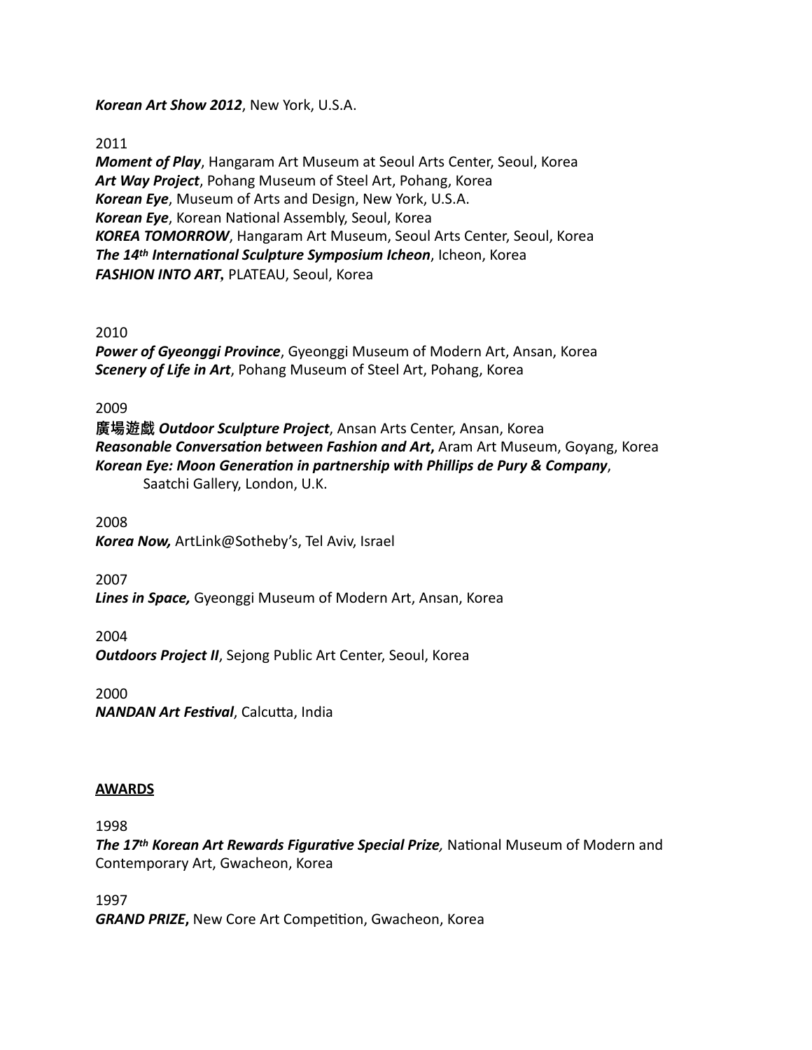***Korean Art Show 2012***, New York, U.S.A.

2011

***Moment of Play***, Hangaram Art Museum at Seoul Arts Center, Seoul, Korea
***Art Way Project***, Pohang Museum of Steel Art, Pohang, Korea
***Korean Eye***, Museum of Arts and Design, New York, U.S.A.
***Korean Eye***, Korean National Assembly, Seoul, Korea
***KOREA TOMORROW***, Hangaram Art Museum, Seoul Arts Center, Seoul, Korea
***The 14th International Sculpture Symposium Icheon***, Icheon, Korea
***FASHION INTO ART*****,** PLATEAU, Seoul, Korea

2010

***Power of Gyeonggi Province***, Gyeonggi Museum of Modern Art, Ansan, Korea
***Scenery of Life in Art***, Pohang Museum of Steel Art, Pohang, Korea

2009

**廣場遊戲** ***Outdoor Sculpture Project***, Ansan Arts Center, Ansan, Korea
***Reasonable Conversation between Fashion and Art*****,** Aram Art Museum, Goyang, Korea
***Korean Eye: Moon Generation in partnership with Phillips de Pury & Company***,
Saatchi Gallery, London, U.K.

2008

***Korea Now,*** ArtLink@Sotheby's, Tel Aviv, Israel

2007

***Lines in Space,*** Gyeonggi Museum of Modern Art, Ansan, Korea

2004

***Outdoors Project II***, Sejong Public Art Center, Seoul, Korea

2000

***NANDAN Art Festival***, Calcutta, India

## AWARDS

1998

***The 17th Korean Art Rewards Figurative Special Prize,*** National Museum of Modern and Contemporary Art, Gwacheon, Korea

1997

***GRAND PRIZE*****,** New Core Art Competition, Gwacheon, Korea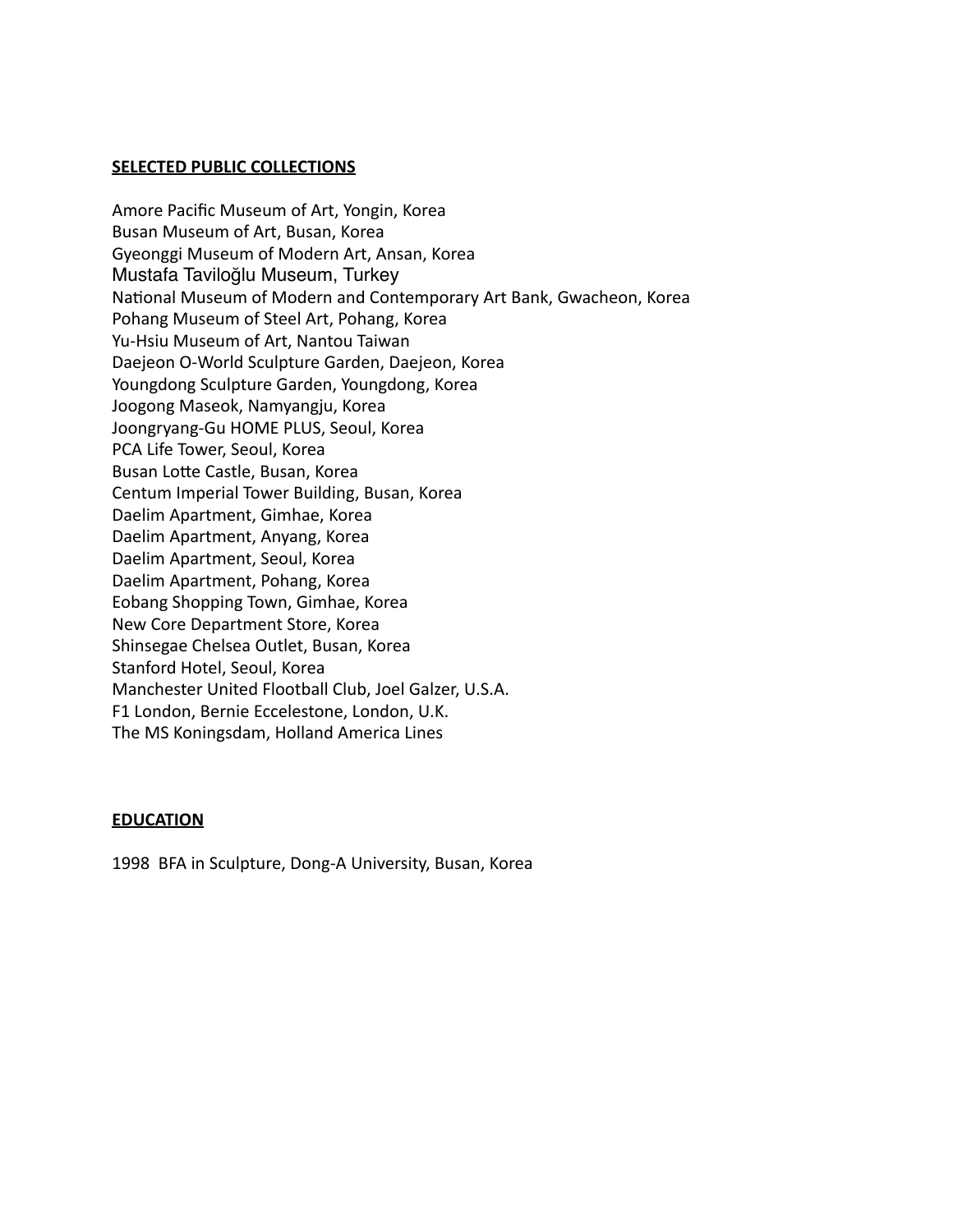**SELECTED PUBLIC COLLECTIONS**

Amore Pacific Museum of Art, Yongin, Korea
Busan Museum of Art, Busan, Korea
Gyeonggi Museum of Modern Art, Ansan, Korea
Mustafa Taviloğlu Museum, Turkey
National Museum of Modern and Contemporary Art Bank, Gwacheon, Korea
Pohang Museum of Steel Art, Pohang, Korea
Yu-Hsiu Museum of Art, Nantou Taiwan
Daejeon O-World Sculpture Garden, Daejeon, Korea
Youngdong Sculpture Garden, Youngdong, Korea
Joogong Maseok, Namyangju, Korea
Joongryang-Gu HOME PLUS, Seoul, Korea
PCA Life Tower, Seoul, Korea
Busan Lotte Castle, Busan, Korea
Centum Imperial Tower Building, Busan, Korea
Daelim Apartment, Gimhae, Korea
Daelim Apartment, Anyang, Korea
Daelim Apartment, Seoul, Korea
Daelim Apartment, Pohang, Korea
Eobang Shopping Town, Gimhae, Korea
New Core Department Store, Korea
Shinsegae Chelsea Outlet, Busan, Korea
Stanford Hotel, Seoul, Korea
Manchester United Flootball Club, Joel Galzer, U.S.A.
F1 London, Bernie Eccelestone, London, U.K.
The MS Koningsdam, Holland America Lines

**EDUCATION**

1998 BFA in Sculpture, Dong-A University, Busan, Korea